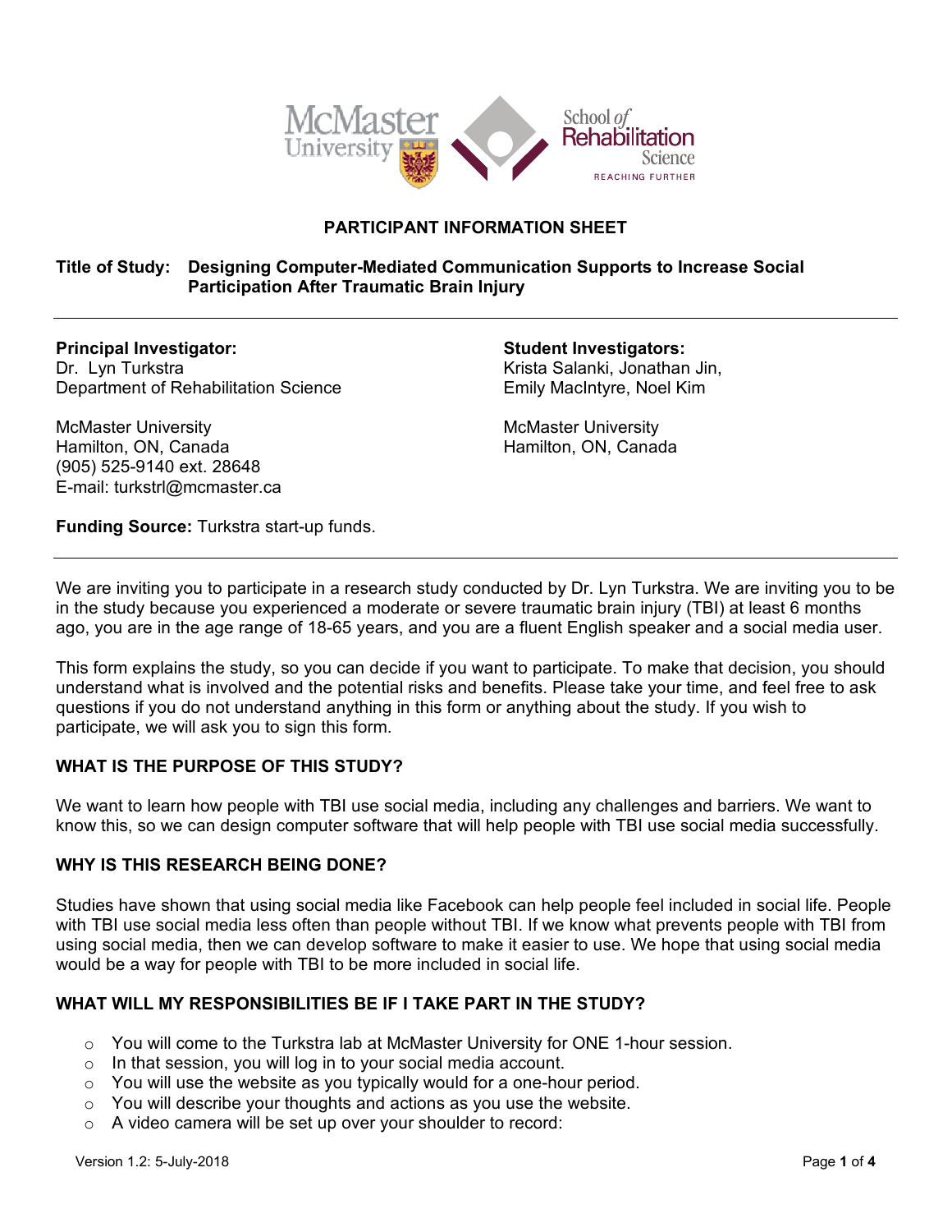# PARTICIPANT INFORMATION SHEET

**Title of Study: Designing Computer-Mediated Communication Supports to Increase Social Participation After Traumatic Brain Injury**

---

**Principal Investigator:**
Dr. Lyn Turkstra
Department of Rehabilitation Science

McMaster University
Hamilton, ON, Canada
(905) 525-9140 ext. 28648
E-mail: turkstrl@mcmaster.ca

**Student Investigators:**
Krista Salanki, Jonathan Jin, Emily MacIntyre, Noel Kim

McMaster University
Hamilton, ON, Canada

**Funding Source:** Turkstra start-up funds.

---

We are inviting you to participate in a research study conducted by Dr. Lyn Turkstra. We are inviting you to be in the study because you experienced a moderate or severe traumatic brain injury (TBI) at least 6 months ago, you are in the age range of 18-65 years, and you are a fluent English speaker and a social media user.

This form explains the study, so you can decide if you want to participate. To make that decision, you should understand what is involved and the potential risks and benefits. Please take your time, and feel free to ask questions if you do not understand anything in this form or anything about the study. If you wish to participate, we will ask you to sign this form.

## WHAT IS THE PURPOSE OF THIS STUDY?

We want to learn how people with TBI use social media, including any challenges and barriers. We want to know this, so we can design computer software that will help people with TBI use social media successfully.

## WHY IS THIS RESEARCH BEING DONE?

Studies have shown that using social media like Facebook can help people feel included in social life. People with TBI use social media less often than people without TBI. If we know what prevents people with TBI from using social media, then we can develop software to make it easier to use. We hope that using social media would be a way for people with TBI to be more included in social life.

## WHAT WILL MY RESPONSIBILITIES BE IF I TAKE PART IN THE STUDY?

- You will come to the Turkstra lab at McMaster University for ONE 1-hour session.
- In that session, you will log in to your social media account.
- You will use the website as you typically would for a one-hour period.
- You will describe your thoughts and actions as you use the website.
- A video camera will be set up over your shoulder to record:

Version 1.2: 5-July-2018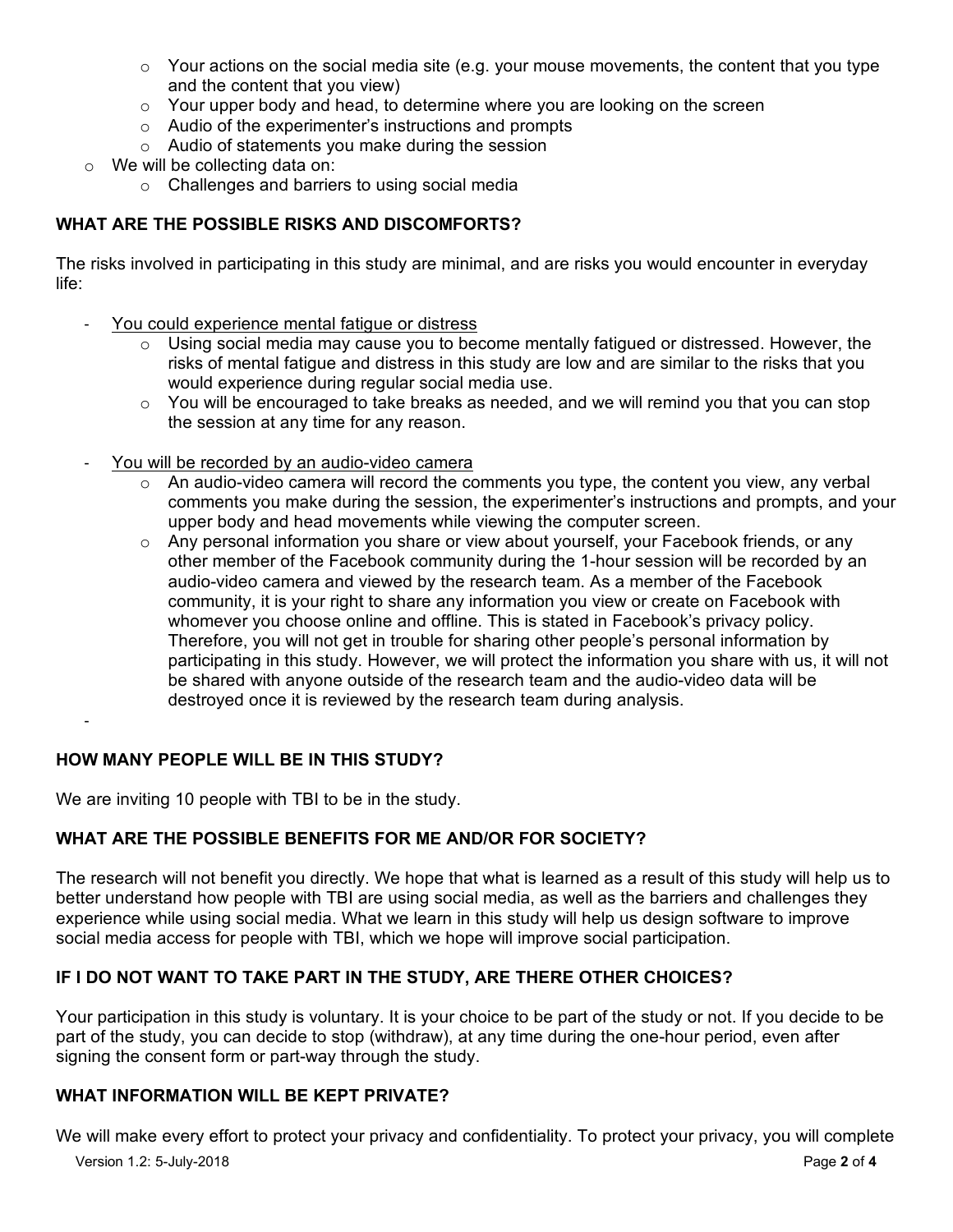- Your actions on the social media site (e.g. your mouse movements, the content that you type and the content that you view)
    - Your upper body and head, to determine where you are looking on the screen
    - Audio of the experimenter's instructions and prompts
    - Audio of statements you make during the session
- We will be collecting data on:
    - Challenges and barriers to using social media

**WHAT ARE THE POSSIBLE RISKS AND DISCOMFORTS?**

The risks involved in participating in this study are minimal, and are risks you would encounter in everyday life:

- You could experience mental fatigue or distress
    - Using social media may cause you to become mentally fatigued or distressed. However, the risks of mental fatigue and distress in this study are low and are similar to the risks that you would experience during regular social media use.
    - You will be encouraged to take breaks as needed, and we will remind you that you can stop the session at any time for any reason.
- You will be recorded by an audio-video camera
    - An audio-video camera will record the comments you type, the content you view, any verbal comments you make during the session, the experimenter's instructions and prompts, and your upper body and head movements while viewing the computer screen.
    - Any personal information you share or view about yourself, your Facebook friends, or any other member of the Facebook community during the 1-hour session will be recorded by an audio-video camera and viewed by the research team. As a member of the Facebook community, it is your right to share any information you view or create on Facebook with whomever you choose online and offline. This is stated in Facebook's privacy policy. Therefore, you will not get in trouble for sharing other people's personal information by participating in this study. However, we will protect the information you share with us, it will not be shared with anyone outside of the research team and the audio-video data will be destroyed once it is reviewed by the research team during analysis.
-

**HOW MANY PEOPLE WILL BE IN THIS STUDY?**

We are inviting 10 people with TBI to be in the study.

**WHAT ARE THE POSSIBLE BENEFITS FOR ME AND/OR FOR SOCIETY?**

The research will not benefit you directly. We hope that what is learned as a result of this study will help us to better understand how people with TBI are using social media, as well as the barriers and challenges they experience while using social media. What we learn in this study will help us design software to improve social media access for people with TBI, which we hope will improve social participation.

**IF I DO NOT WANT TO TAKE PART IN THE STUDY, ARE THERE OTHER CHOICES?**

Your participation in this study is voluntary. It is your choice to be part of the study or not. If you decide to be part of the study, you can decide to stop (withdraw), at any time during the one-hour period, even after signing the consent form or part-way through the study.

**WHAT INFORMATION WILL BE KEPT PRIVATE?**

We will make every effort to protect your privacy and confidentiality. To protect your privacy, you will complete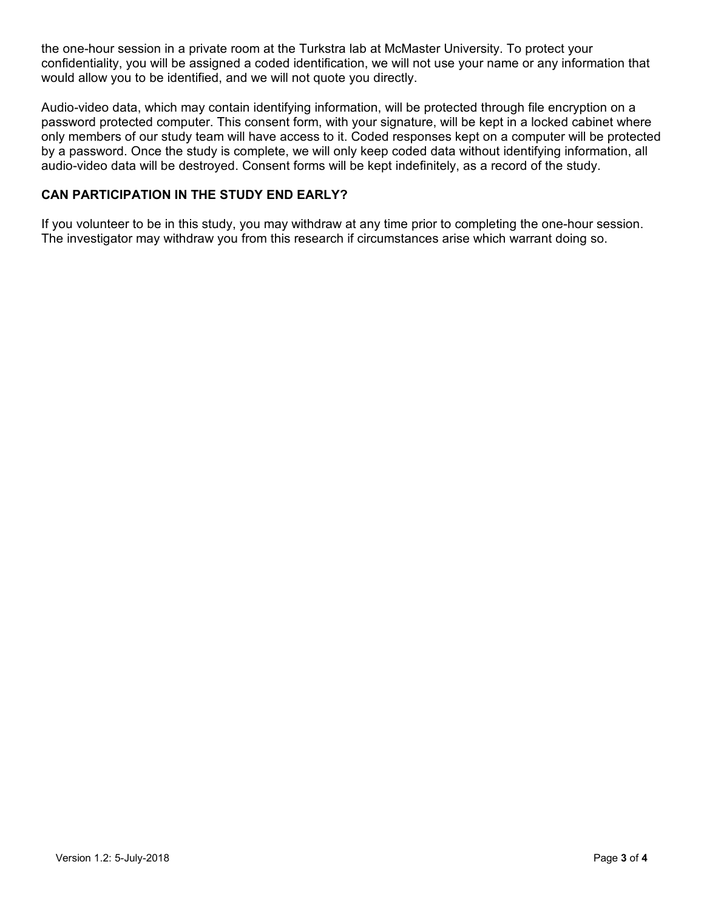the one-hour session in a private room at the Turkstra lab at McMaster University. To protect your confidentiality, you will be assigned a coded identification, we will not use your name or any information that would allow you to be identified, and we will not quote you directly.

Audio-video data, which may contain identifying information, will be protected through file encryption on a password protected computer. This consent form, with your signature, will be kept in a locked cabinet where only members of our study team will have access to it. Coded responses kept on a computer will be protected by a password. Once the study is complete, we will only keep coded data without identifying information, all audio-video data will be destroyed. Consent forms will be kept indefinitely, as a record of the study.

### CAN PARTICIPATION IN THE STUDY END EARLY?

If you volunteer to be in this study, you may withdraw at any time prior to completing the one-hour session. The investigator may withdraw you from this research if circumstances arise which warrant doing so.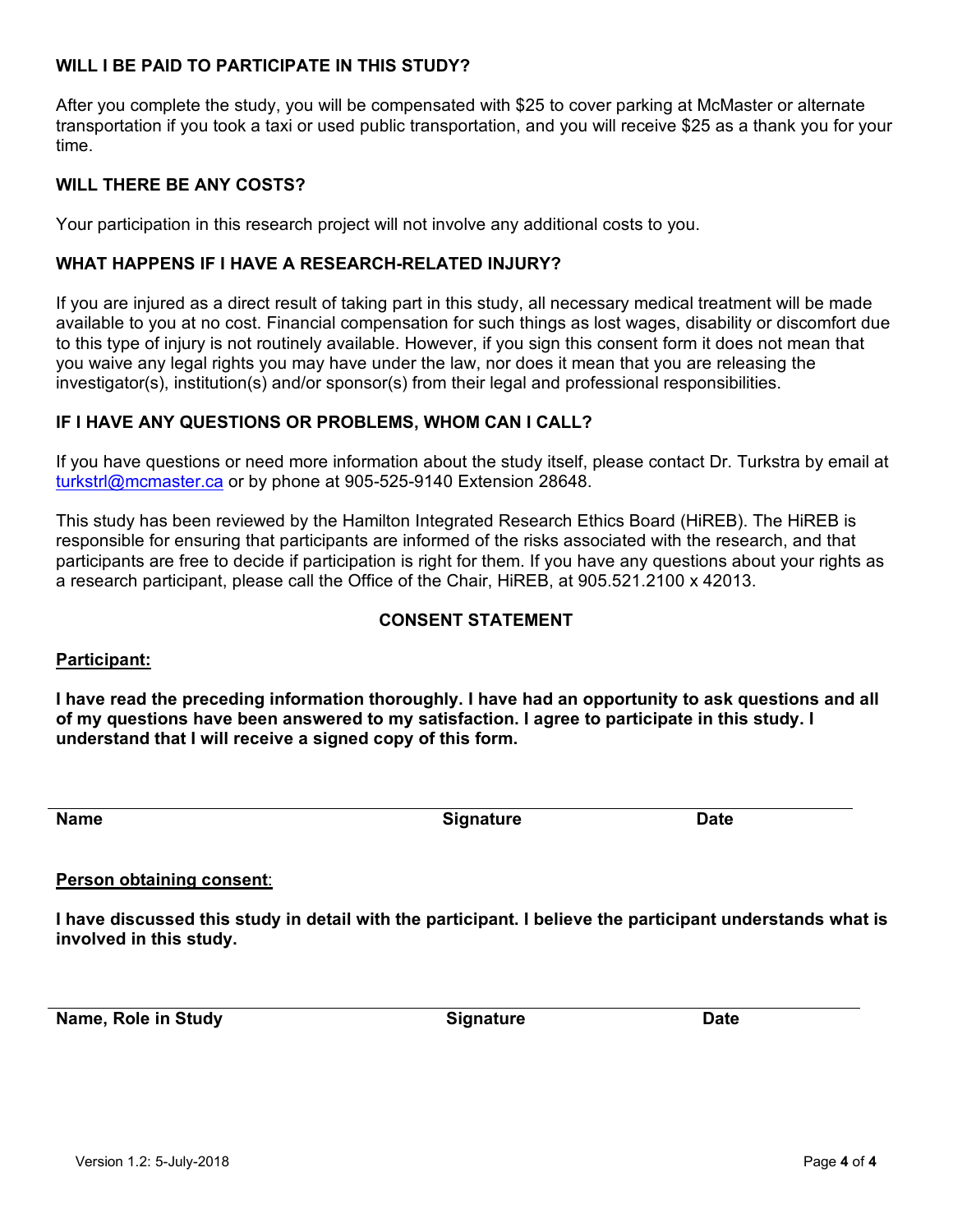## WILL I BE PAID TO PARTICIPATE IN THIS STUDY?

After you complete the study, you will be compensated with $25 to cover parking at McMaster or alternate transportation if you took a taxi or used public transportation, and you will receive $25 as a thank you for your time.

## WILL THERE BE ANY COSTS?

Your participation in this research project will not involve any additional costs to you.

## WHAT HAPPENS IF I HAVE A RESEARCH-RELATED INJURY?

If you are injured as a direct result of taking part in this study, all necessary medical treatment will be made available to you at no cost. Financial compensation for such things as lost wages, disability or discomfort due to this type of injury is not routinely available. However, if you sign this consent form it does not mean that you waive any legal rights you may have under the law, nor does it mean that you are releasing the investigator(s), institution(s) and/or sponsor(s) from their legal and professional responsibilities.

## IF I HAVE ANY QUESTIONS OR PROBLEMS, WHOM CAN I CALL?

If you have questions or need more information about the study itself, please contact Dr. Turkstra by email at turkstrl@mcmaster.ca or by phone at 905-525-9140 Extension 28648.

This study has been reviewed by the Hamilton Integrated Research Ethics Board (HiREB). The HiREB is responsible for ensuring that participants are informed of the risks associated with the research, and that participants are free to decide if participation is right for them. If you have any questions about your rights as a research participant, please call the Office of the Chair, HiREB, at 905.521.2100 x 42013.

## CONSENT STATEMENT

**Participant:**

**I have read the preceding information thoroughly. I have had an opportunity to ask questions and all of my questions have been answered to my satisfaction. I agree to participate in this study. I understand that I will receive a signed copy of this form.**

| | | |
|---|---|---|
| **Name** | **Signature** | **Date** |

**Person obtaining consent:**

**I have discussed this study in detail with the participant. I believe the participant understands what is involved in this study.**

| | | |
|---|---|---|
| **Name, Role in Study** | **Signature** | **Date** |

Version 1.2: 5-July-2018